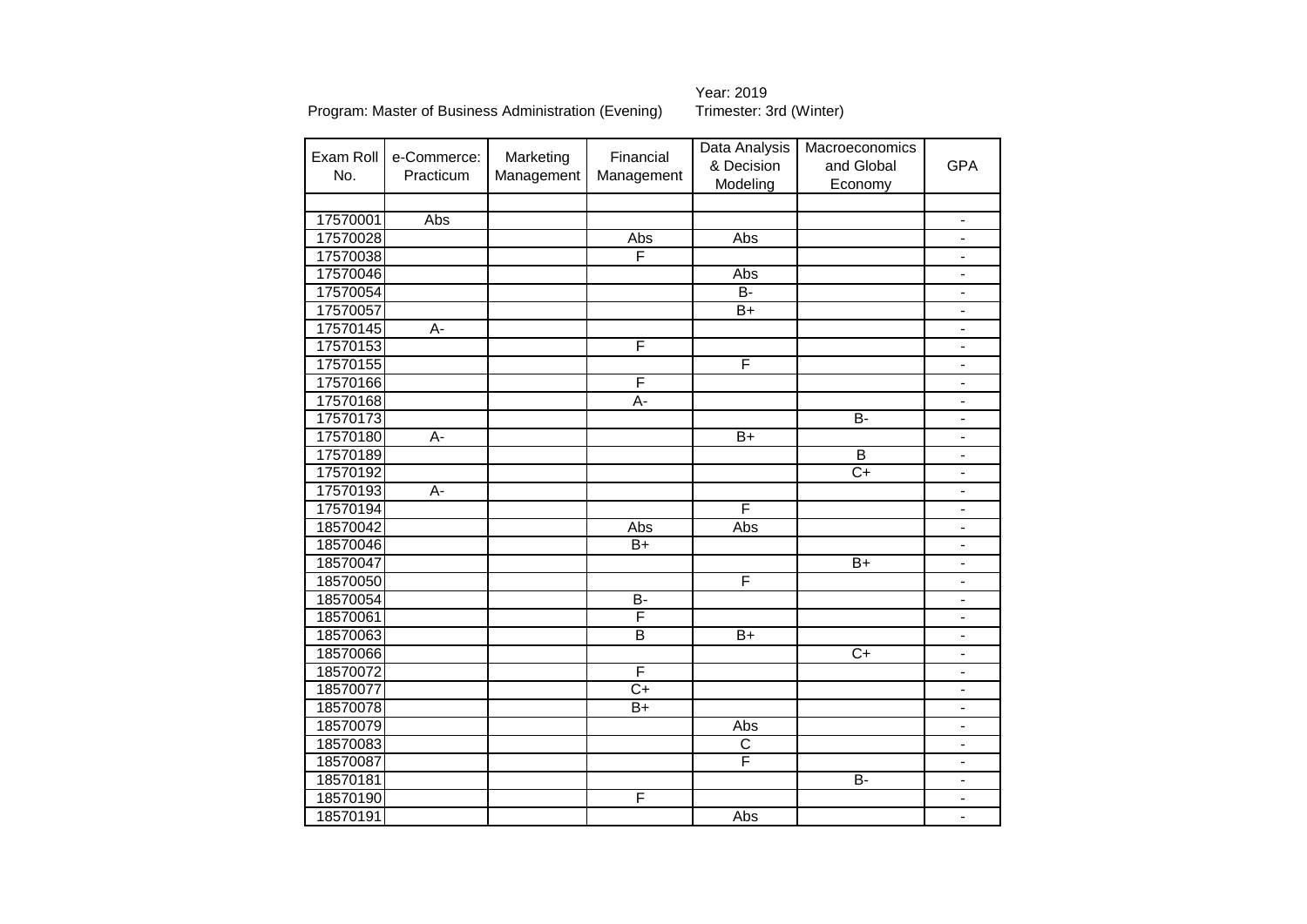Program: Master of Business Administration (Evening)

Year: 2019

Trimester: 3rd (Winter)

| Exam Roll No. | e-Commerce: Practicum | Marketing Management | Financial Management | Data Analysis & Decision Modeling | Macroeconomics and Global Economy | GPA |
|---|---|---|---|---|---|---|
| | | | | | | |
| 17570001 | Abs | | | | | - |
| 17570028 | | | Abs | Abs | | - |
| 17570038 | | | F | | | - |
| 17570046 | | | | Abs | | - |
| 17570054 | | | | B- | | - |
| 17570057 | | | | B+ | | - |
| 17570145 | A- | | | | | - |
| 17570153 | | | F | | | - |
| 17570155 | | | | F | | - |
| 17570166 | | | F | | | - |
| 17570168 | | | A- | | | - |
| 17570173 | | | | | B- | - |
| 17570180 | A- | | | B+ | | - |
| 17570189 | | | | | B | - |
| 17570192 | | | | | C+ | - |
| 17570193 | A- | | | | | - |
| 17570194 | | | | F | | - |
| 18570042 | | | Abs | Abs | | - |
| 18570046 | | | B+ | | | - |
| 18570047 | | | | | B+ | - |
| 18570050 | | | | F | | - |
| 18570054 | | | B- | | | - |
| 18570061 | | | F | | | - |
| 18570063 | | | B | B+ | | - |
| 18570066 | | | | | C+ | - |
| 18570072 | | | F | | | - |
| 18570077 | | | C+ | | | - |
| 18570078 | | | B+ | | | - |
| 18570079 | | | | Abs | | - |
| 18570083 | | | | C | | - |
| 18570087 | | | | F | | - |
| 18570181 | | | | | B- | - |
| 18570190 | | | F | | | - |
| 18570191 | | | | Abs | | - |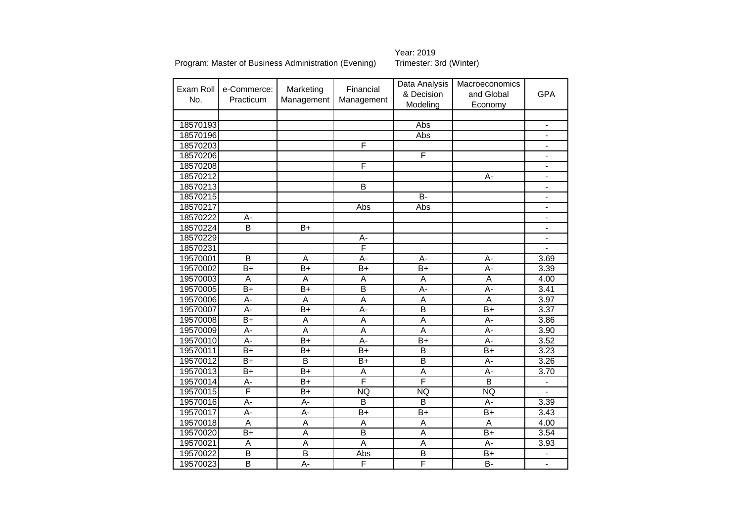Program: Master of Business Administration (Evening)

Year: 2019
Trimester: 3rd (Winter)

| Exam Roll No. | e-Commerce: Practicum | Marketing Management | Financial Management | Data Analysis & Decision Modeling | Macroeconomics and Global Economy | GPA |
|---|---|---|---|---|---|---|
| | | | | | | |
| 18570193 | | | | Abs | | - |
| 18570196 | | | | Abs | | - |
| 18570203 | | | F | | | - |
| 18570206 | | | | F | | - |
| 18570208 | | | F | | | - |
| 18570212 | | | | | A- | - |
| 18570213 | | | B | | | - |
| 18570215 | | | | B- | | - |
| 18570217 | | | Abs | Abs | | - |
| 18570222 | A- | | | | | - |
| 18570224 | B | B+ | | | | - |
| 18570229 | | | A- | | | - |
| 18570231 | | | F | | | - |
| 19570001 | B | A | A- | A- | A- | 3.69 |
| 19570002 | B+ | B+ | B+ | B+ | A- | 3.39 |
| 19570003 | A | A | A | A | A | 4.00 |
| 19570005 | B+ | B+ | B | A- | A- | 3.41 |
| 19570006 | A- | A | A | A | A | 3.97 |
| 19570007 | A- | B+ | A- | B | B+ | 3.37 |
| 19570008 | B+ | A | A | A | A- | 3.86 |
| 19570009 | A- | A | A | A | A- | 3.90 |
| 19570010 | A- | B+ | A- | B+ | A- | 3.52 |
| 19570011 | B+ | B+ | B+ | B | B+ | 3.23 |
| 19570012 | B+ | B | B+ | B | A- | 3.26 |
| 19570013 | B+ | B+ | A | A | A- | 3.70 |
| 19570014 | A- | B+ | F | F | B | - |
| 19570015 | F | B+ | NQ | NQ | NQ | - |
| 19570016 | A- | A- | B | B | A- | 3.39 |
| 19570017 | A- | A- | B+ | B+ | B+ | 3.43 |
| 19570018 | A | A | A | A | A | 4.00 |
| 19570020 | B+ | A | B | A | B+ | 3.54 |
| 19570021 | A | A | A | A | A- | 3.93 |
| 19570022 | B | B | Abs | B | B+ | - |
| 19570023 | B | A- | F | F | B- | - |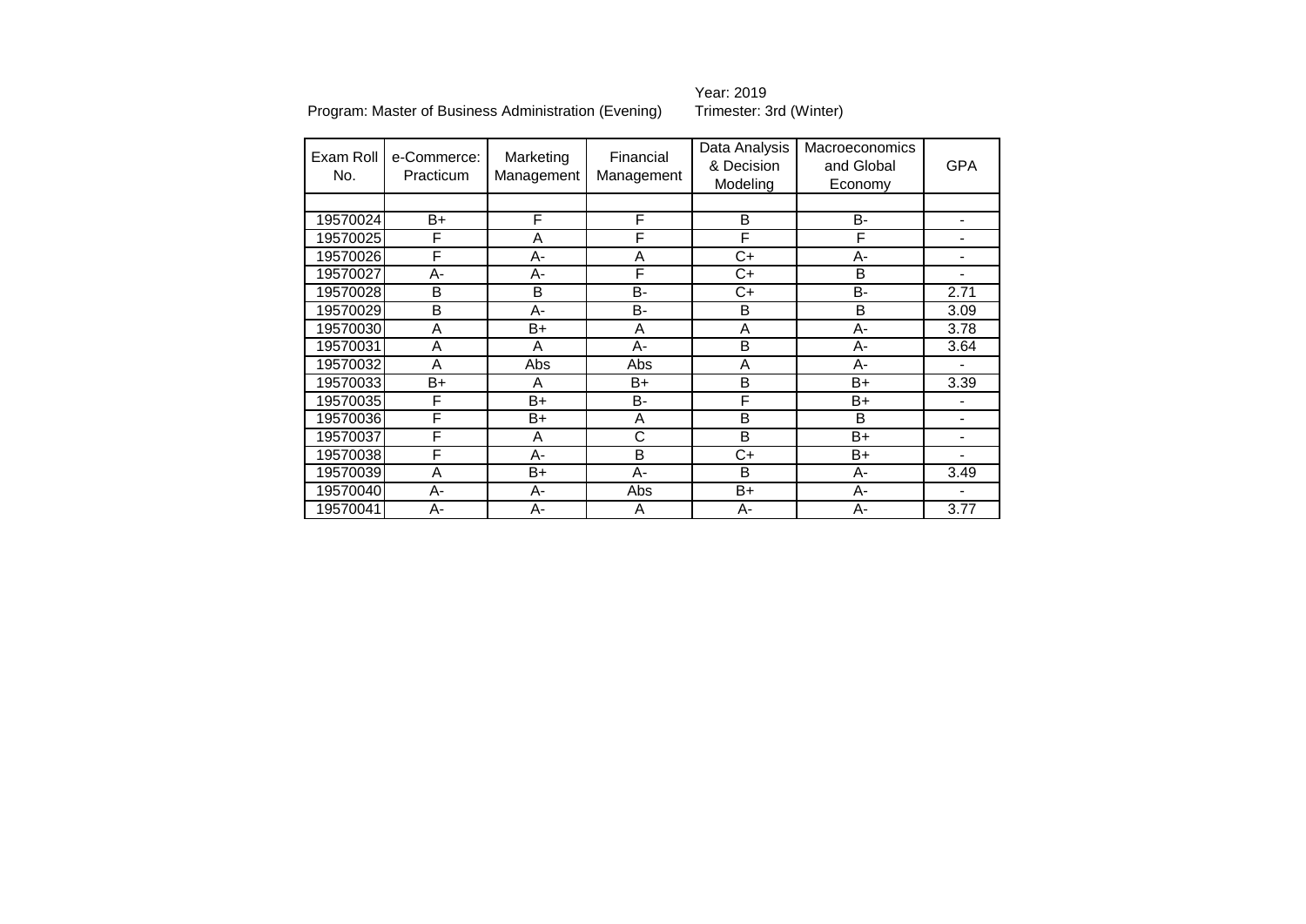Program: Master of Business Administration (Evening)

Year: 2019
Trimester: 3rd (Winter)

| Exam Roll No. | e-Commerce: Practicum | Marketing Management | Financial Management | Data Analysis & Decision Modeling | Macroeconomics and Global Economy | GPA |
|---|---|---|---|---|---|---|
| | | | | | | |
| 19570024 | B+ | F | F | B | B- | - |
| 19570025 | F | A | F | F | F | - |
| 19570026 | F | A- | A | C+ | A- | - |
| 19570027 | A- | A- | F | C+ | B | - |
| 19570028 | B | B | B- | C+ | B- | 2.71 |
| 19570029 | B | A- | B- | B | B | 3.09 |
| 19570030 | A | B+ | A | A | A- | 3.78 |
| 19570031 | A | A | A- | B | A- | 3.64 |
| 19570032 | A | Abs | Abs | A | A- | - |
| 19570033 | B+ | A | B+ | B | B+ | 3.39 |
| 19570035 | F | B+ | B- | F | B+ | - |
| 19570036 | F | B+ | A | B | B | - |
| 19570037 | F | A | C | B | B+ | - |
| 19570038 | F | A- | B | C+ | B+ | - |
| 19570039 | A | B+ | A- | B | A- | 3.49 |
| 19570040 | A- | A- | Abs | B+ | A- | - |
| 19570041 | A- | A- | A | A- | A- | 3.77 |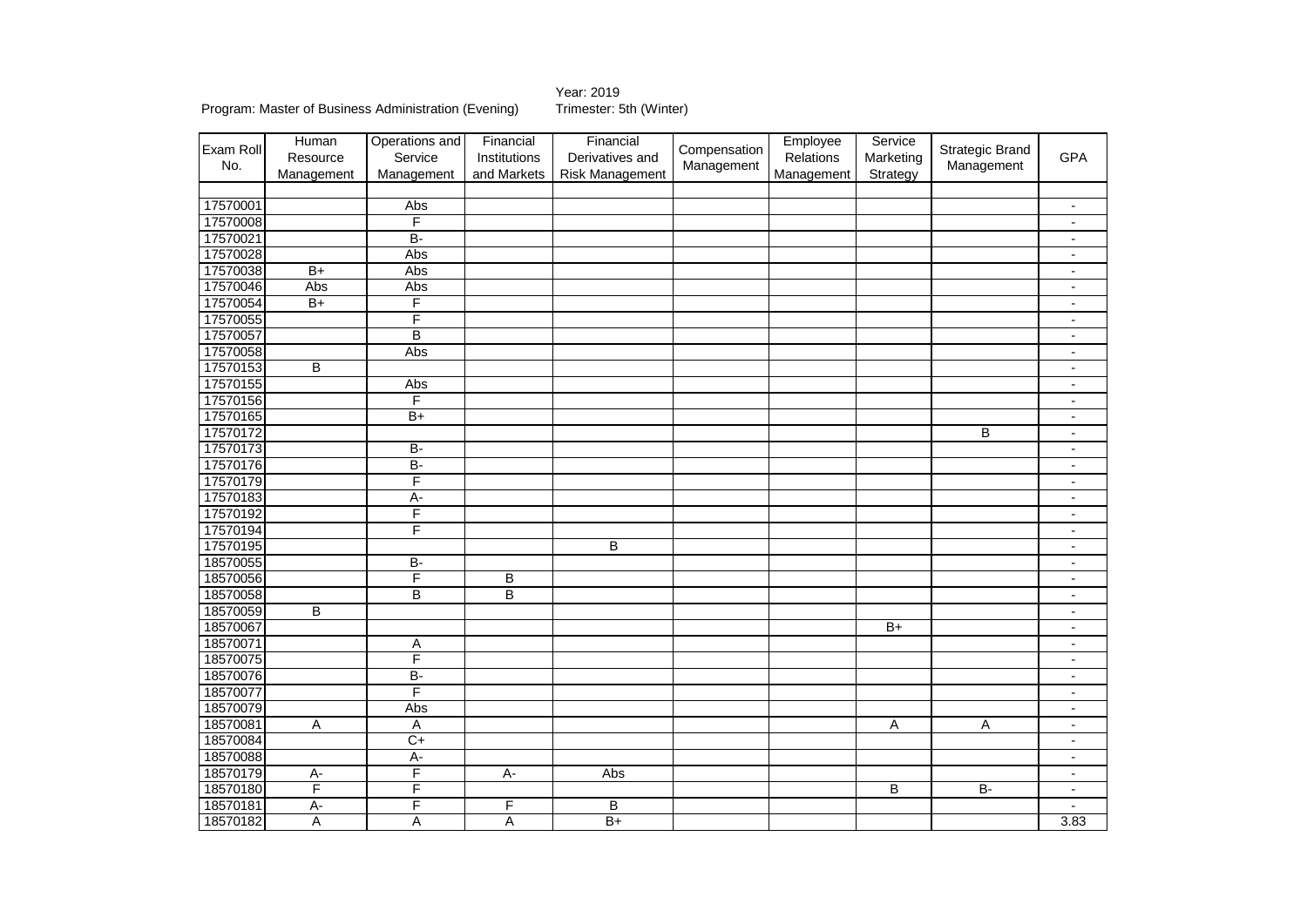Program: Master of Business Administration (Evening)

Year: 2019
Trimester: 5th (Winter)

| Exam Roll No. | Human Resource Management | Operations and Service Management | Financial Institutions and Markets | Financial Derivatives and Risk Management | Compensation Management | Employee Relations Management | Service Marketing Strategy | Strategic Brand Management | GPA |
|---|---|---|---|---|---|---|---|---|---|
| | | | | | | | | | |
| 17570001 | | Abs | | | | | | | - |
| 17570008 | | F | | | | | | | - |
| 17570021 | | B- | | | | | | | - |
| 17570028 | | Abs | | | | | | | - |
| 17570038 | B+ | Abs | | | | | | | - |
| 17570046 | Abs | Abs | | | | | | | - |
| 17570054 | B+ | F | | | | | | | - |
| 17570055 | | F | | | | | | | - |
| 17570057 | | B | | | | | | | - |
| 17570058 | | Abs | | | | | | | - |
| 17570153 | B | | | | | | | | - |
| 17570155 | | Abs | | | | | | | - |
| 17570156 | | F | | | | | | | - |
| 17570165 | | B+ | | | | | | | - |
| 17570172 | | | | | | | | B | - |
| 17570173 | | B- | | | | | | | - |
| 17570176 | | B- | | | | | | | - |
| 17570179 | | F | | | | | | | - |
| 17570183 | | A- | | | | | | | - |
| 17570192 | | F | | | | | | | - |
| 17570194 | | F | | | | | | | - |
| 17570195 | | | | B | | | | | - |
| 18570055 | | B- | | | | | | | - |
| 18570056 | | F | B | | | | | | - |
| 18570058 | | B | B | | | | | | - |
| 18570059 | B | | | | | | | | - |
| 18570067 | | | | | | | B+ | | - |
| 18570071 | | A | | | | | | | - |
| 18570075 | | F | | | | | | | - |
| 18570076 | | B- | | | | | | | - |
| 18570077 | | F | | | | | | | - |
| 18570079 | | Abs | | | | | | | - |
| 18570081 | A | A | | | | | A | A | - |
| 18570084 | | C+ | | | | | | | - |
| 18570088 | | A- | | | | | | | - |
| 18570179 | A- | F | A- | Abs | | | | | - |
| 18570180 | F | F | | | | | B | B- | - |
| 18570181 | A- | F | F | B | | | | | - |
| 18570182 | A | A | A | B+ | | | | | 3.83 |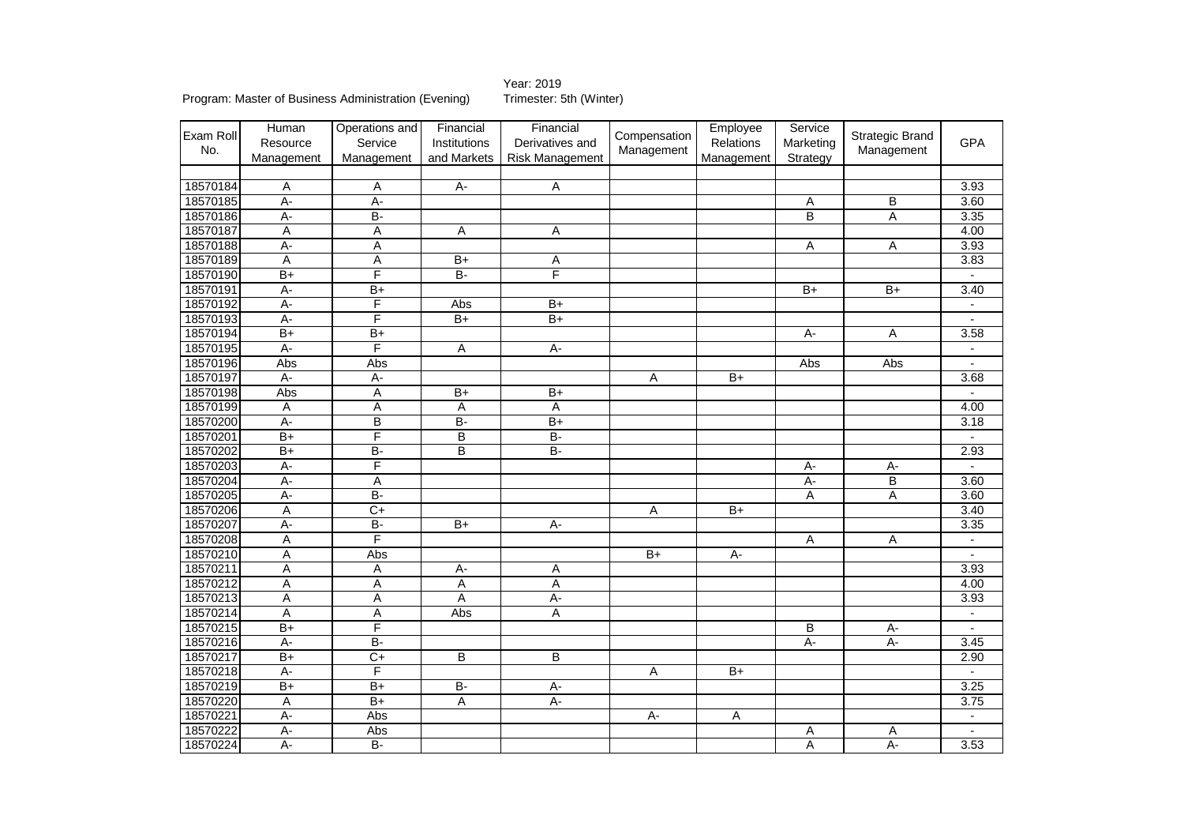Program: Master of Business Administration (Evening)

Year: 2019
Trimester: 5th (Winter)

| Exam Roll No. | Human Resource Management | Operations and Service Management | Financial Institutions and Markets | Financial Derivatives and Risk Management | Compensation Management | Employee Relations Management | Service Marketing Strategy | Strategic Brand Management | GPA |
|---|---|---|---|---|---|---|---|---|---|
| | | | | | | | | | |
| 18570184 | A | A | A- | A | | | | | 3.93 |
| 18570185 | A- | A- | | | | | A | B | 3.60 |
| 18570186 | A- | B- | | | | | B | A | 3.35 |
| 18570187 | A | A | A | A | | | | | 4.00 |
| 18570188 | A- | A | | | | | A | A | 3.93 |
| 18570189 | A | A | B+ | A | | | | | 3.83 |
| 18570190 | B+ | F | B- | F | | | | | - |
| 18570191 | A- | B+ | | | | | B+ | B+ | 3.40 |
| 18570192 | A- | F | Abs | B+ | | | | | - |
| 18570193 | A- | F | B+ | B+ | | | | | - |
| 18570194 | B+ | B+ | | | | | A- | A | 3.58 |
| 18570195 | A- | F | A | A- | | | | | - |
| 18570196 | Abs | Abs | | | | | Abs | Abs | - |
| 18570197 | A- | A- | | | A | B+ | | | 3.68 |
| 18570198 | Abs | A | B+ | B+ | | | | | - |
| 18570199 | A | A | A | A | | | | | 4.00 |
| 18570200 | A- | B | B- | B+ | | | | | 3.18 |
| 18570201 | B+ | F | B | B- | | | | | - |
| 18570202 | B+ | B- | B | B- | | | | | 2.93 |
| 18570203 | A- | F | | | | | A- | A- | - |
| 18570204 | A- | A | | | | | A- | B | 3.60 |
| 18570205 | A- | B- | | | | | A | A | 3.60 |
| 18570206 | A | C+ | | | A | B+ | | | 3.40 |
| 18570207 | A- | B- | B+ | A- | | | | | 3.35 |
| 18570208 | A | F | | | | | A | A | - |
| 18570210 | A | Abs | | | B+ | A- | | | - |
| 18570211 | A | A | A- | A | | | | | 3.93 |
| 18570212 | A | A | A | A | | | | | 4.00 |
| 18570213 | A | A | A | A- | | | | | 3.93 |
| 18570214 | A | A | Abs | A | | | | | - |
| 18570215 | B+ | F | | | | | B | A- | - |
| 18570216 | A- | B- | | | | | A- | A- | 3.45 |
| 18570217 | B+ | C+ | B | B | | | | | 2.90 |
| 18570218 | A- | F | | | A | B+ | | | - |
| 18570219 | B+ | B+ | B- | A- | | | | | 3.25 |
| 18570220 | A | B+ | A | A- | | | | | 3.75 |
| 18570221 | A- | Abs | | | A- | A | | | - |
| 18570222 | A- | Abs | | | | | A | A | - |
| 18570224 | A- | B- | | | | | A | A- | 3.53 |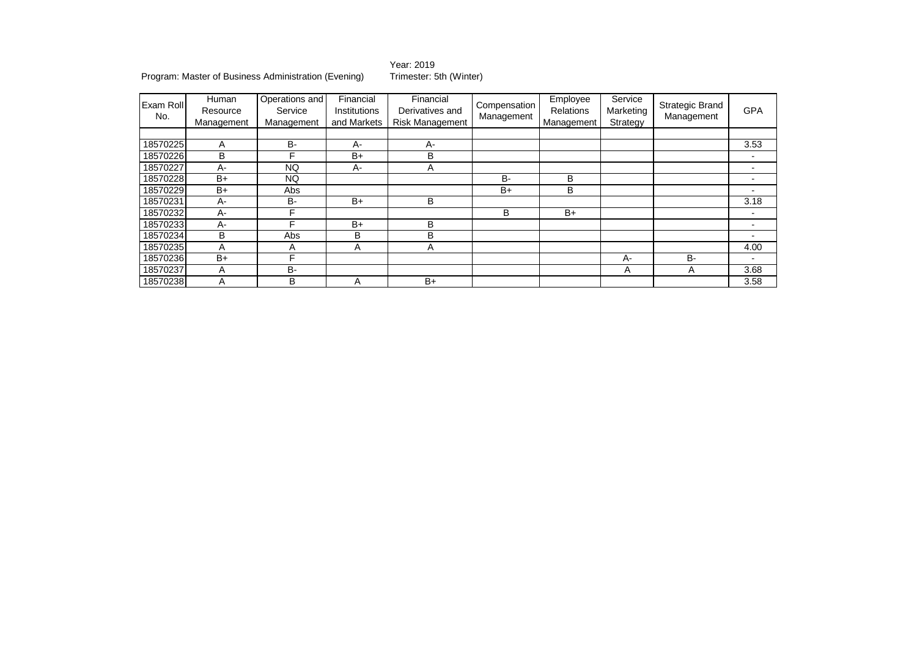Program: Master of Business Administration (Evening)

Year: 2019
Trimester: 5th (Winter)

| Exam Roll No. | Human Resource Management | Operations and Service Management | Financial Institutions and Markets | Financial Derivatives and Risk Management | Compensation Management | Employee Relations Management | Service Marketing Strategy | Strategic Brand Management | GPA |
|---|---|---|---|---|---|---|---|---|---|
| | | | | | | | | | |
| 18570225 | A | B- | A- | A- | | | | | 3.53 |
| 18570226 | B | F | B+ | B | | | | | - |
| 18570227 | A- | NQ | A- | A | | | | | - |
| 18570228 | B+ | NQ | | | B- | B | | | - |
| 18570229 | B+ | Abs | | | B+ | B | | | - |
| 18570231 | A- | B- | B+ | B | | | | | 3.18 |
| 18570232 | A- | F | | | B | B+ | | | - |
| 18570233 | A- | F | B+ | B | | | | | - |
| 18570234 | B | Abs | B | B | | | | | - |
| 18570235 | A | A | A | A | | | | | 4.00 |
| 18570236 | B+ | F | | | | | A- | B- | - |
| 18570237 | A | B- | | | | | A | A | 3.68 |
| 18570238 | A | B | A | B+ | | | | | 3.58 |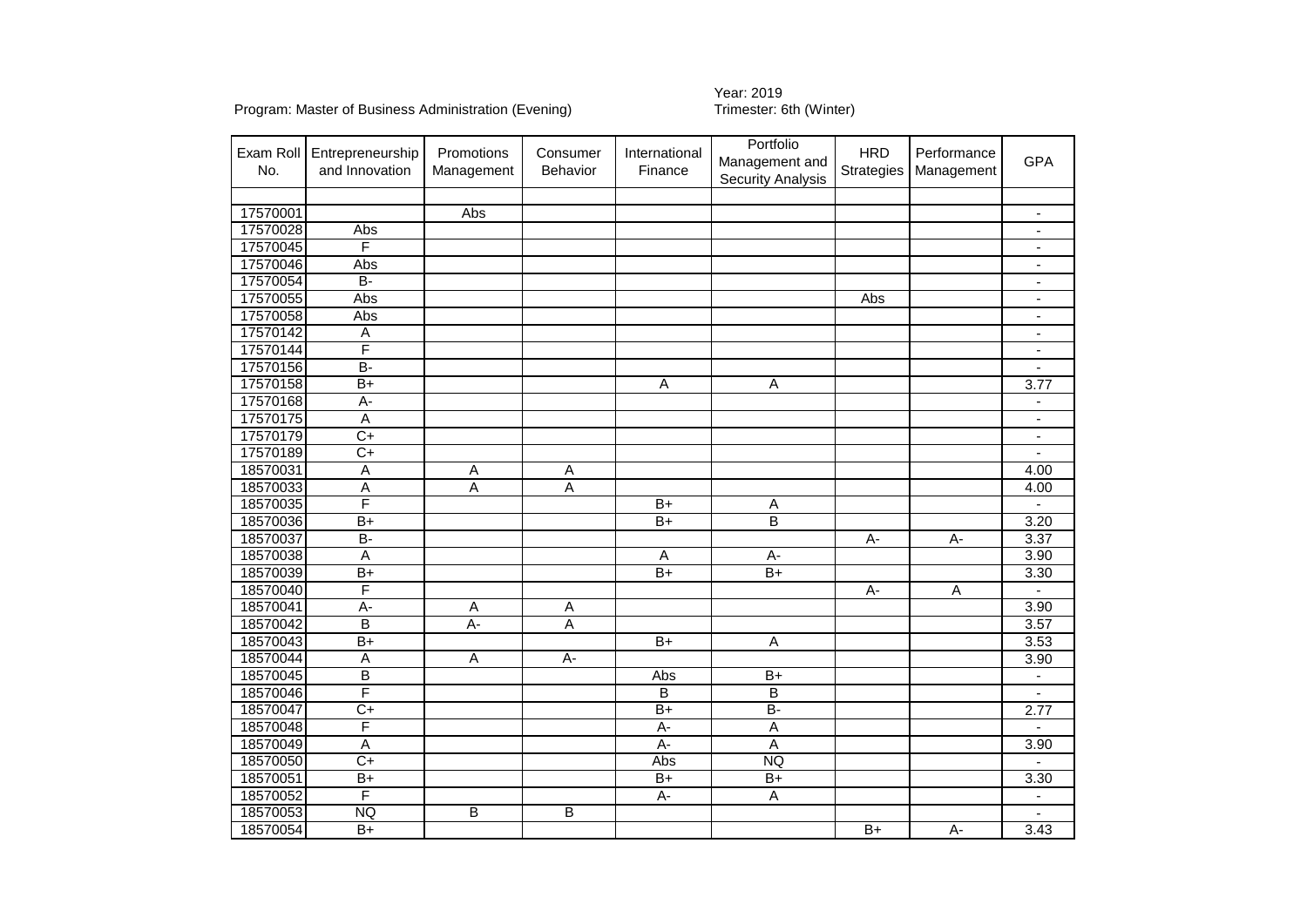Program: Master of Business Administration (Evening)

Year: 2019
Trimester: 6th (Winter)

| Exam Roll No. | Entrepreneurship and Innovation | Promotions Management | Consumer Behavior | International Finance | Portfolio Management and Security Analysis | HRD Strategies | Performance Management | GPA |
|---|---|---|---|---|---|---|---|---|
| | | | | | | | | |
| 17570001 | | Abs | | | | | | - |
| 17570028 | Abs | | | | | | | - |
| 17570045 | F | | | | | | | - |
| 17570046 | Abs | | | | | | | - |
| 17570054 | B- | | | | | | | - |
| 17570055 | Abs | | | | | Abs | | - |
| 17570058 | Abs | | | | | | | - |
| 17570142 | A | | | | | | | - |
| 17570144 | F | | | | | | | - |
| 17570156 | B- | | | | | | | - |
| 17570158 | B+ | | | A | A | | | 3.77 |
| 17570168 | A- | | | | | | | - |
| 17570175 | A | | | | | | | - |
| 17570179 | C+ | | | | | | | - |
| 17570189 | C+ | | | | | | | - |
| 18570031 | A | A | A | | | | | 4.00 |
| 18570033 | A | A | A | | | | | 4.00 |
| 18570035 | F | | | B+ | A | | | - |
| 18570036 | B+ | | | B+ | B | | | 3.20 |
| 18570037 | B- | | | | | A- | A- | 3.37 |
| 18570038 | A | | | A | A- | | | 3.90 |
| 18570039 | B+ | | | B+ | B+ | | | 3.30 |
| 18570040 | F | | | | | A- | A | - |
| 18570041 | A- | A | A | | | | | 3.90 |
| 18570042 | B | A- | A | | | | | 3.57 |
| 18570043 | B+ | | | B+ | A | | | 3.53 |
| 18570044 | A | A | A- | | | | | 3.90 |
| 18570045 | B | | | Abs | B+ | | | - |
| 18570046 | F | | | B | B | | | - |
| 18570047 | C+ | | | B+ | B- | | | 2.77 |
| 18570048 | F | | | A- | A | | | - |
| 18570049 | A | | | A- | A | | | 3.90 |
| 18570050 | C+ | | | Abs | NQ | | | - |
| 18570051 | B+ | | | B+ | B+ | | | 3.30 |
| 18570052 | F | | | A- | A | | | - |
| 18570053 | NQ | B | B | | | | | - |
| 18570054 | B+ | | | | | B+ | A- | 3.43 |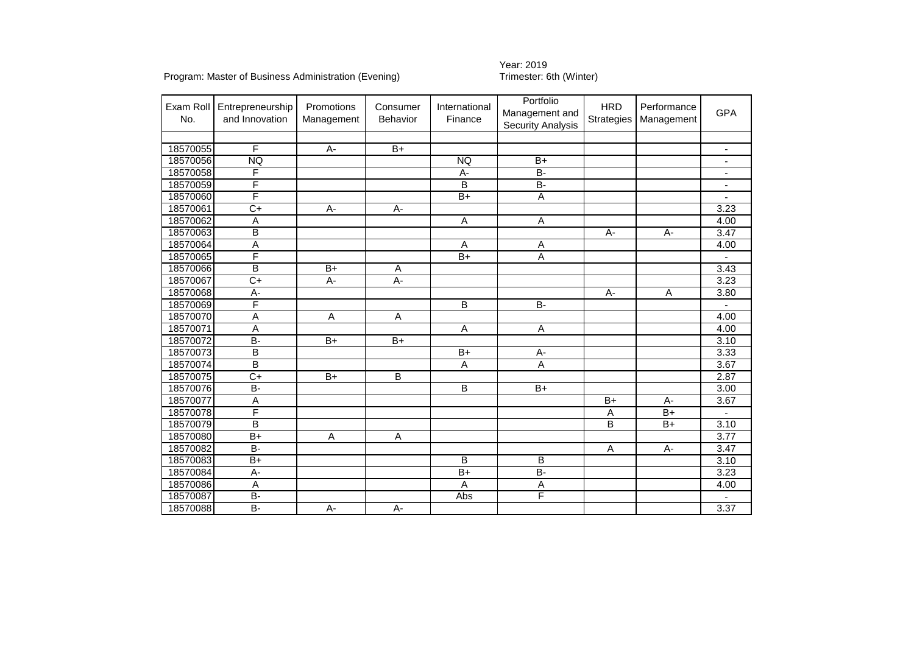Program: Master of Business Administration (Evening)

Year: 2019
Trimester: 6th (Winter)

| Exam Roll No. | Entrepreneurship and Innovation | Promotions Management | Consumer Behavior | International Finance | Portfolio Management and Security Analysis | HRD Strategies | Performance Management | GPA |
|---|---|---|---|---|---|---|---|---|
| | | | | | | | | |
| 18570055 | F | A- | B+ | | | | | - |
| 18570056 | NQ | | | NQ | B+ | | | - |
| 18570058 | F | | | A- | B- | | | - |
| 18570059 | F | | | B | B- | | | - |
| 18570060 | F | | | B+ | A | | | - |
| 18570061 | C+ | A- | A- | | | | | 3.23 |
| 18570062 | A | | | A | A | | | 4.00 |
| 18570063 | B | | | | | A- | A- | 3.47 |
| 18570064 | A | | | A | A | | | 4.00 |
| 18570065 | F | | | B+ | A | | | - |
| 18570066 | B | B+ | A | | | | | 3.43 |
| 18570067 | C+ | A- | A- | | | | | 3.23 |
| 18570068 | A- | | | | | A- | A | 3.80 |
| 18570069 | F | | | B | B- | | | - |
| 18570070 | A | A | A | | | | | 4.00 |
| 18570071 | A | | | A | A | | | 4.00 |
| 18570072 | B- | B+ | B+ | | | | | 3.10 |
| 18570073 | B | | | B+ | A- | | | 3.33 |
| 18570074 | B | | | A | A | | | 3.67 |
| 18570075 | C+ | B+ | B | | | | | 2.87 |
| 18570076 | B- | | | B | B+ | | | 3.00 |
| 18570077 | A | | | | | B+ | A- | 3.67 |
| 18570078 | F | | | | | A | B+ | - |
| 18570079 | B | | | | | B | B+ | 3.10 |
| 18570080 | B+ | A | A | | | | | 3.77 |
| 18570082 | B- | | | | | A | A- | 3.47 |
| 18570083 | B+ | | | B | B | | | 3.10 |
| 18570084 | A- | | | B+ | B- | | | 3.23 |
| 18570086 | A | | | A | A | | | 4.00 |
| 18570087 | B- | | | Abs | F | | | - |
| 18570088 | B- | A- | A- | | | | | 3.37 |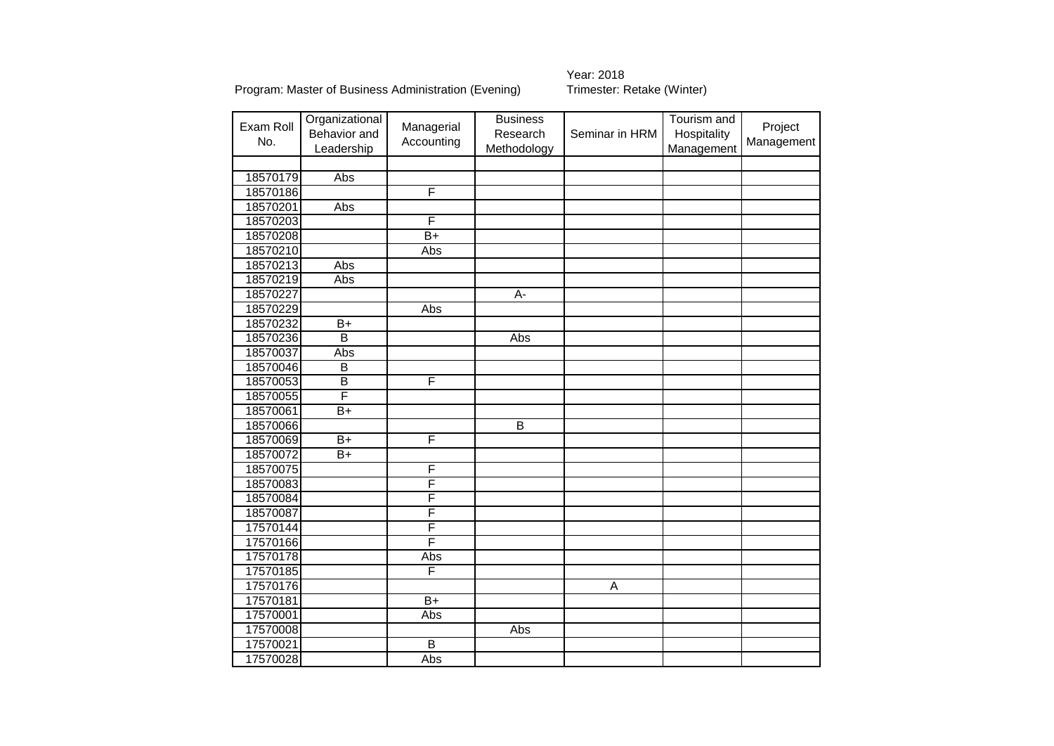Program: Master of Business Administration (Evening)

Year: 2018
Trimester: Retake (Winter)

| Exam Roll No. | Organizational Behavior and Leadership | Managerial Accounting | Business Research Methodology | Seminar in HRM | Tourism and Hospitality Management | Project Management |
|---|---|---|---|---|---|---|
| | | | | | | |
| 18570179 | Abs | | | | | |
| 18570186 | | F | | | | |
| 18570201 | Abs | | | | | |
| 18570203 | | F | | | | |
| 18570208 | | B+ | | | | |
| 18570210 | | Abs | | | | |
| 18570213 | Abs | | | | | |
| 18570219 | Abs | | | | | |
| 18570227 | | | A- | | | |
| 18570229 | | Abs | | | | |
| 18570232 | B+ | | | | | |
| 18570236 | B | | Abs | | | |
| 18570037 | Abs | | | | | |
| 18570046 | B | | | | | |
| 18570053 | B | F | | | | |
| 18570055 | F | | | | | |
| 18570061 | B+ | | | | | |
| 18570066 | | | B | | | |
| 18570069 | B+ | F | | | | |
| 18570072 | B+ | | | | | |
| 18570075 | | F | | | | |
| 18570083 | | F | | | | |
| 18570084 | | F | | | | |
| 18570087 | | F | | | | |
| 17570144 | | F | | | | |
| 17570166 | | F | | | | |
| 17570178 | | Abs | | | | |
| 17570185 | | F | | | | |
| 17570176 | | | | A | | |
| 17570181 | | B+ | | | | |
| 17570001 | | Abs | | | | |
| 17570008 | | | Abs | | | |
| 17570021 | | B | | | | |
| 17570028 | | Abs | | | | |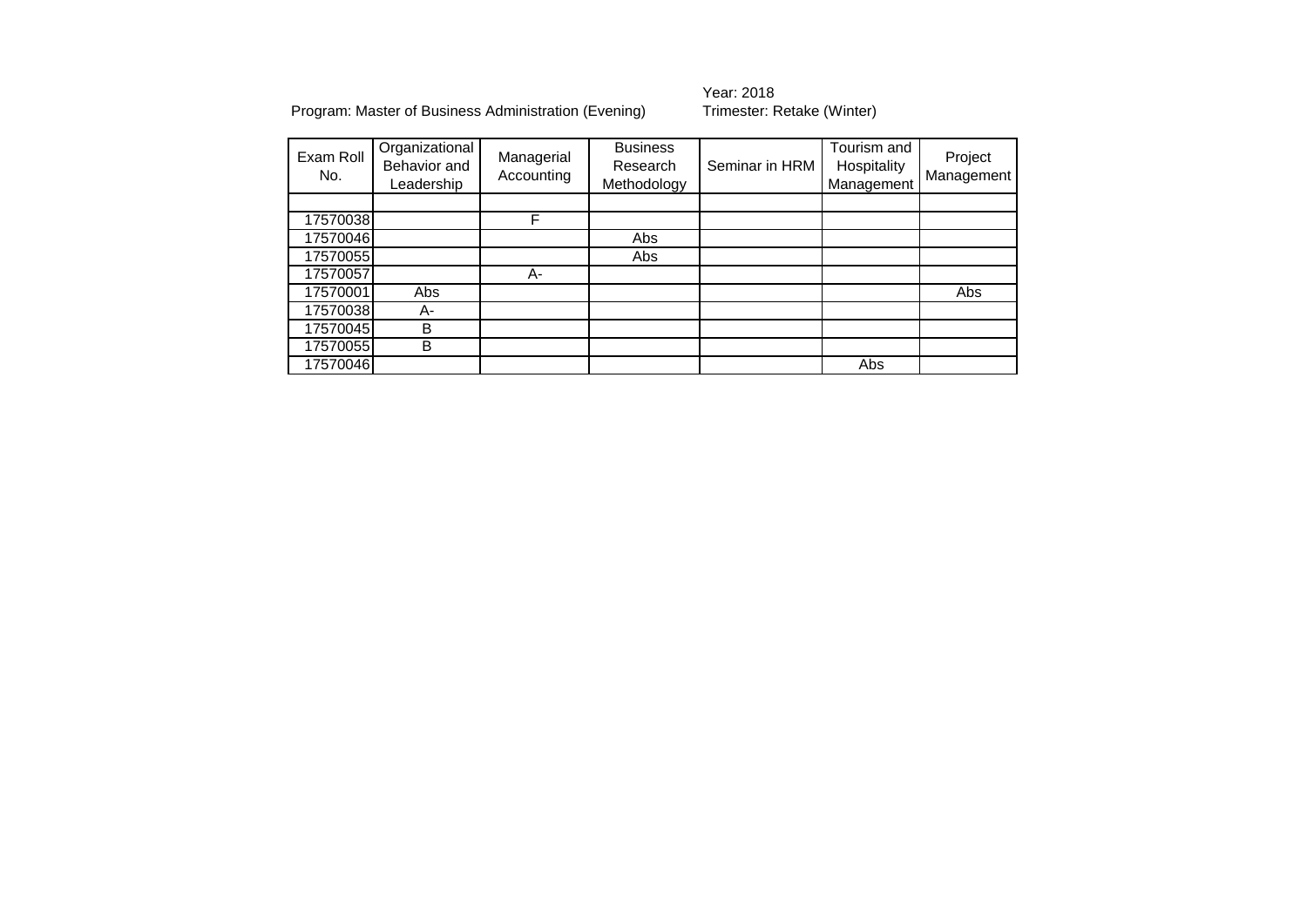Program: Master of Business Administration (Evening)

Year: 2018
Trimester: Retake (Winter)

| Exam Roll No. | Organizational Behavior and Leadership | Managerial Accounting | Business Research Methodology | Seminar in HRM | Tourism and Hospitality Management | Project Management |
|---|---|---|---|---|---|---|
| | | | | | | |
| 17570038 | | F | | | | |
| 17570046 | | | Abs | | | |
| 17570055 | | | Abs | | | |
| 17570057 | | A- | | | | |
| 17570001 | Abs | | | | | Abs |
| 17570038 | A- | | | | | |
| 17570045 | B | | | | | |
| 17570055 | B | | | | | |
| 17570046 | | | | | Abs | |